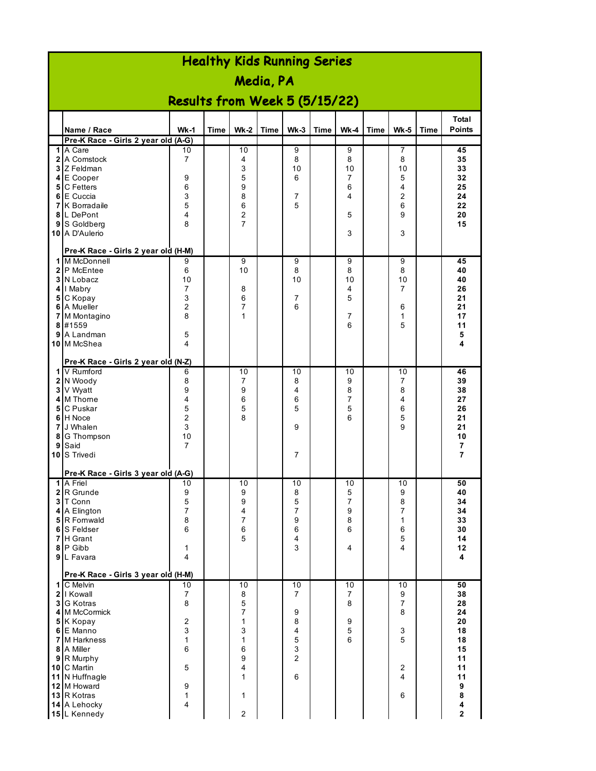# Healthy Kids Running Series

## Media, PA

## Results from Week 5 (5/15/22)

| | Name / Race | Wk-1 | Time | Wk-2 | Time | Wk-3 | Time | Wk-4 | Time | Wk-5 | Time | Total Points |
|---|---|---|---|---|---|---|---|---|---|---|---|---|
| | **Pre-K Race - Girls 2 year old (A-G)** | | | | | | | | | | | |
| **1** | A Care | 10 | | 10 | | 9 | | 9 | | 7 | | **45** |
| **2** | A Comstock | 7 | | 4 | | 8 | | 8 | | 8 | | **35** |
| **3** | Z Feldman | | | 3 | | 10 | | 10 | | 10 | | **33** |
| **4** | E Cooper | 9 | | 5 | | 6 | | 7 | | 5 | | **32** |
| **5** | C Fetters | 6 | | 9 | | | | 6 | | 4 | | **25** |
| **6** | E Cuccia | 3 | | 8 | | 7 | | 4 | | 2 | | **24** |
| **7** | K Borradaile | 5 | | 6 | | 5 | | | | 6 | | **22** |
| **8** | L DePont | 4 | | 2 | | | | 5 | | 9 | | **20** |
| **9** | S Goldberg | 8 | | 7 | | | | | | | | **15** |
| **10** | A D'Aulerio | | | | | | | 3 | | 3 | | |
| | **Pre-K Race - Girls 2 year old (H-M)** | | | | | | | | | | | |
| **1** | M McDonnell | 9 | | 9 | | 9 | | 9 | | 9 | | **45** |
| **2** | P McEntee | 6 | | 10 | | 8 | | 8 | | 8 | | **40** |
| **3** | N Lobacz | 10 | | | | 10 | | 10 | | 10 | | **40** |
| **4** | I Mabry | 7 | | 8 | | | | 4 | | 7 | | **26** |
| **5** | C Kopay | 3 | | 6 | | 7 | | 5 | | | | **21** |
| **6** | A Mueller | 2 | | 7 | | 6 | | | | 6 | | **21** |
| **7** | M Montagino | 8 | | 1 | | | | 7 | | 1 | | **17** |
| **8** | #1559 | | | | | | | 6 | | 5 | | **11** |
| **9** | A Landman | 5 | | | | | | | | | | **5** |
| **10** | M McShea | 4 | | | | | | | | | | **4** |
| | **Pre-K Race - Girls 2 year old (N-Z)** | | | | | | | | | | | |
| **1** | V Rumford | 6 | | 10 | | 10 | | 10 | | 10 | | **46** |
| **2** | N Woody | 8 | | 7 | | 8 | | 9 | | 7 | | **39** |
| **3** | V Wyatt | 9 | | 9 | | 4 | | 8 | | 8 | | **38** |
| **4** | M Thorne | 4 | | 6 | | 6 | | 7 | | 4 | | **27** |
| **5** | C Puskar | 5 | | 5 | | 5 | | 5 | | 6 | | **26** |
| **6** | H Noce | 2 | | 8 | | | | 6 | | 5 | | **21** |
| **7** | J Whalen | 3 | | | | 9 | | | | 9 | | **21** |
| **8** | G Thompson | 10 | | | | | | | | | | **10** |
| **9** | Said | 7 | | | | | | | | | | **7** |
| **10** | S Trivedi | | | | | 7 | | | | | | **7** |
| | **Pre-K Race - Girls 3 year old (A-G)** | | | | | | | | | | | |
| **1** | A Friel | 10 | | 10 | | 10 | | 10 | | 10 | | **50** |
| **2** | R Grunde | 9 | | 9 | | 8 | | 5 | | 9 | | **40** |
| **3** | T Conn | 5 | | 9 | | 5 | | 7 | | 8 | | **34** |
| **4** | A Elington | 7 | | 4 | | 7 | | 9 | | 7 | | **34** |
| **5** | R Fornwald | 8 | | 7 | | 9 | | 8 | | 1 | | **33** |
| **6** | S Feldser | 6 | | 6 | | 6 | | 6 | | 6 | | **30** |
| **7** | H Grant | | | 5 | | 4 | | | | 5 | | **14** |
| **8** | P Gibb | 1 | | | | 3 | | 4 | | 4 | | **12** |
| **9** | L Favara | 4 | | | | | | | | | | **4** |
| | **Pre-K Race - Girls 3 year old (H-M)** | | | | | | | | | | | |
| **1** | C Melvin | 10 | | 10 | | 10 | | 10 | | 10 | | **50** |
| **2** | I Kowall | 7 | | 8 | | 7 | | 7 | | 9 | | **38** |
| **3** | G Kotras | 8 | | 5 | | | | 8 | | 7 | | **28** |
| **4** | M McCormick | | | 7 | | 9 | | | | 8 | | **24** |
| **5** | K Kopay | 2 | | 1 | | 8 | | 9 | | | | **20** |
| **6** | E Manno | 3 | | 3 | | 4 | | 5 | | 3 | | **18** |
| **7** | M Harkness | 1 | | 1 | | 5 | | 6 | | 5 | | **18** |
| **8** | A Miller | 6 | | 6 | | 3 | | | | | | **15** |
| **9** | R Murphy | | | 9 | | 2 | | | | | | **11** |
| **10** | C Martin | 5 | | 4 | | | | | | 2 | | **11** |
| **11** | N Huffnagle | | | 1 | | 6 | | | | 4 | | **11** |
| **12** | M Howard | 9 | | | | | | | | | | **9** |
| **13** | R Kotras | 1 | | 1 | | | | | | 6 | | **8** |
| **14** | A Lehocky | 4 | | | | | | | | | | **4** |
| **15** | L Kennedy | | | 2 | | | | | | | | **2** |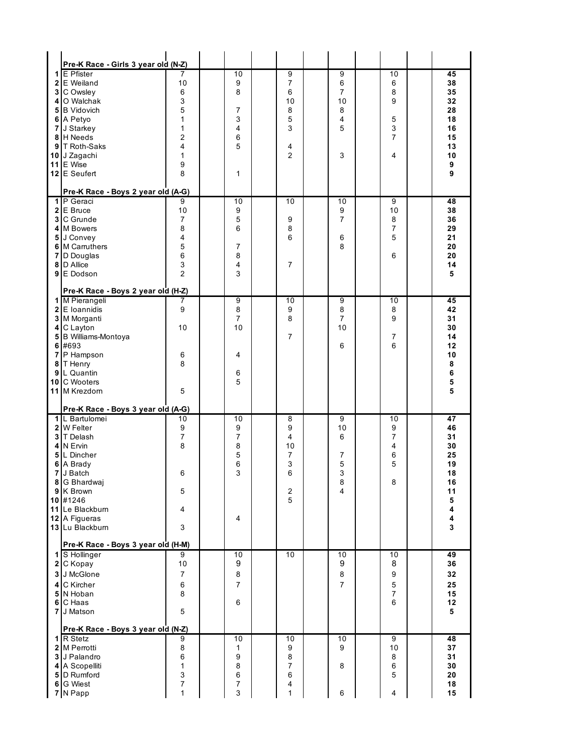| | Pre-K Race - Girls 3 year old (N-Z) | | | | | | |
|---|---|---|---|---|---|---|---|
| 1 | E Pfister | 7 | 10 | 9 | 9 | 10 | **45** |
| 2 | E Weiland | 10 | 9 | 7 | 6 | 6 | **38** |
| 3 | C Owsley | 6 | 8 | 6 | 7 | 8 | **35** |
| 4 | O Walchak | 3 | | 10 | 10 | 9 | **32** |
| 5 | B Vidovich | 5 | 7 | 8 | 8 | | **28** |
| 6 | A Petyo | 1 | 3 | 5 | 4 | 5 | **18** |
| 7 | J Starkey | 1 | 4 | 3 | 5 | 3 | **16** |
| 8 | H Needs | 2 | 6 | | | 7 | **15** |
| 9 | T Roth-Saks | 4 | 5 | 4 | | | **13** |
| 10 | J Zagachi | 1 | | 2 | 3 | 4 | **10** |
| 11 | E Wise | 9 | | | | | **9** |
| 12 | E Seufert | 8 | 1 | | | | **9** |

| | Pre-K Race - Boys 2 year old (A-G) | | | | | | |
|---|---|---|---|---|---|---|---|
| 1 | P Geraci | 9 | 10 | 10 | 10 | 9 | **48** |
| 2 | E Bruce | 10 | 9 | | 9 | 10 | **38** |
| 3 | C Grunde | 7 | 5 | 9 | 7 | 8 | **36** |
| 4 | M Bowers | 8 | 6 | 8 | | 7 | **29** |
| 5 | J Convey | 4 | | 6 | 6 | 5 | **21** |
| 6 | M Carruthers | 5 | 7 | | 8 | | **20** |
| 7 | D Douglas | 6 | 8 | | | 6 | **20** |
| 8 | D Allice | 3 | 4 | 7 | | | **14** |
| 9 | E Dodson | 2 | 3 | | | | **5** |

| | Pre-K Race - Boys 2 year old (H-Z) | | | | | | |
|---|---|---|---|---|---|---|---|
| 1 | M Pierangeli | 7 | 9 | 10 | 9 | 10 | **45** |
| 2 | E Ioannidis | 9 | 8 | 9 | 8 | 8 | **42** |
| 3 | M Morganti | | 7 | 8 | 7 | 9 | **31** |
| 4 | C Layton | 10 | 10 | | 10 | | **30** |
| 5 | B Williams-Montoya | | | 7 | | 7 | **14** |
| 6 | #693 | | | | 6 | 6 | **12** |
| 7 | P Hampson | 6 | 4 | | | | **10** |
| 8 | T Henry | 8 | | | | | **8** |
| 9 | L Quantin | | 6 | | | | **6** |
| 10 | C Wooters | | 5 | | | | **5** |
| 11 | M Krezdorn | 5 | | | | | **5** |

| | Pre-K Race - Boys 3 year old (A-G) | | | | | | |
|---|---|---|---|---|---|---|---|
| 1 | L Bartulomei | 10 | 10 | 8 | 9 | 10 | **47** |
| 2 | W Felter | 9 | 9 | 9 | 10 | 9 | **46** |
| 3 | T Delash | 7 | 7 | 4 | 6 | 7 | **31** |
| 4 | N Ervin | 8 | 8 | 10 | | 4 | **30** |
| 5 | L Dincher | | 5 | 7 | 7 | 6 | **25** |
| 6 | A Brady | | 6 | 3 | 5 | 5 | **19** |
| 7 | J Batch | 6 | 3 | 6 | 3 | | **18** |
| 8 | G Bhardwaj | | | | 8 | 8 | **16** |
| 9 | K Brown | 5 | | 2 | 4 | | **11** |
| 10 | #1246 | | | 5 | | | **5** |
| 11 | Le Blackburn | 4 | | | | | **4** |
| 12 | A Figueras | | 4 | | | | **4** |
| 13 | Lu Blackburn | 3 | | | | | **3** |

| | Pre-K Race - Boys 3 year old (H-M) | | | | | | |
|---|---|---|---|---|---|---|---|
| 1 | S Hollinger | 9 | 10 | 10 | 10 | 10 | **49** |
| 2 | C Kopay | 10 | 9 | | 9 | 8 | **36** |
| 3 | J McGlone | 7 | 8 | | 8 | 9 | **32** |
| 4 | C Kircher | 6 | 7 | | 7 | 5 | **25** |
| 5 | N Hoban | 8 | | | | 7 | **15** |
| 6 | C Haas | | 6 | | | 6 | **12** |
| 7 | J Matson | 5 | | | | | **5** |

| | Pre-K Race - Boys 3 year old (N-Z) | | | | | | |
|---|---|---|---|---|---|---|---|
| 1 | R Stetz | 9 | 10 | 10 | 10 | 9 | **48** |
| 2 | M Perrotti | 8 | 1 | 9 | 9 | 10 | **37** |
| 3 | J Palandro | 6 | 9 | 8 | | 8 | **31** |
| 4 | A Scopelliti | 1 | 8 | 7 | 8 | 6 | **30** |
| 5 | D Rumford | 3 | 6 | 6 | | 5 | **20** |
| 6 | G Wiest | 7 | 7 | 4 | | | **18** |
| 7 | N Papp | 1 | 3 | 1 | 6 | 4 | **15** |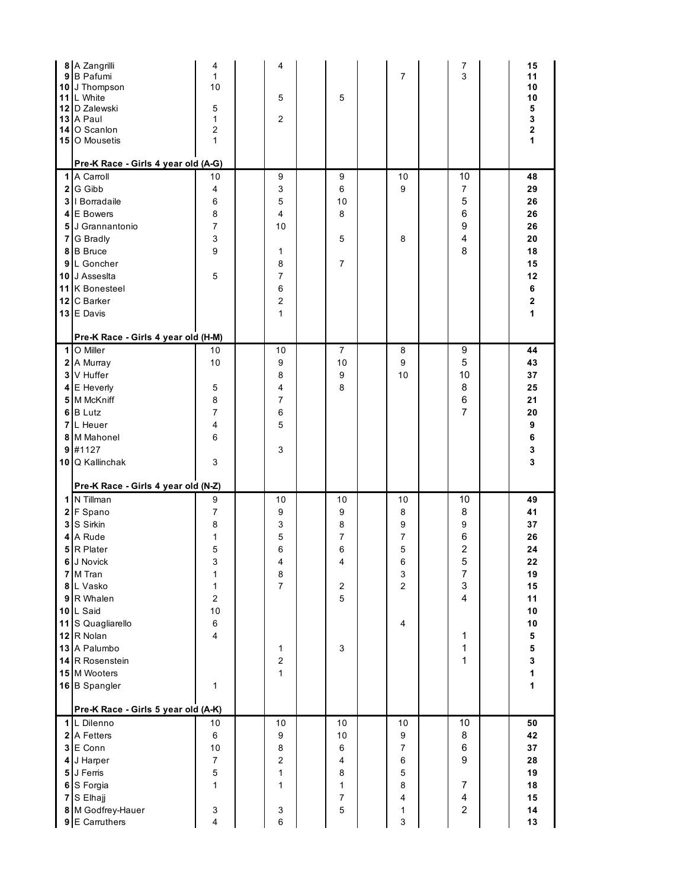| | | | | | | | |
|---|---|---|---|---|---|---|---|
| 8 | A Zangrilli | 4 | 4 | | | 7 | **15** |
| 9 | B Pafumi | 1 | | | 7 | 3 | **11** |
| 10 | J Thompson | 10 | | | | | **10** |
| 11 | L White | | 5 | 5 | | | **10** |
| 12 | D Zalewski | 5 | | | | | **5** |
| 13 | A Paul | 1 | 2 | | | | **3** |
| 14 | O Scanlon | 2 | | | | | **2** |
| 15 | O Mousetis | 1 | | | | | **1** |
| | **Pre-K Race - Girls 4 year old (A-G)** | | | | | | |
| 1 | A Carroll | 10 | 9 | 9 | 10 | 10 | **48** |
| 2 | G Gibb | 4 | 3 | 6 | 9 | 7 | **29** |
| 3 | I Borradaile | 6 | 5 | 10 | | 5 | **26** |
| 4 | E Bowers | 8 | 4 | 8 | | 6 | **26** |
| 5 | J Grannantonio | 7 | 10 | | | 9 | **26** |
| 7 | G Bradly | 3 | | 5 | 8 | 4 | **20** |
| 8 | B Bruce | 9 | 1 | | | 8 | **18** |
| 9 | L Goncher | | 8 | 7 | | | **15** |
| 10 | J Asseslta | 5 | 7 | | | | **12** |
| 11 | K Bonesteel | | 6 | | | | **6** |
| 12 | C Barker | | 2 | | | | **2** |
| 13 | E Davis | | 1 | | | | **1** |
| | **Pre-K Race - Girls 4 year old (H-M)** | | | | | | |
| 1 | O Miller | 10 | 10 | 7 | 8 | 9 | **44** |
| 2 | A Murray | 10 | 9 | 10 | 9 | 5 | **43** |
| 3 | V Huffer | | 8 | 9 | 10 | 10 | **37** |
| 4 | E Heverly | 5 | 4 | 8 | | 8 | **25** |
| 5 | M McKniff | 8 | 7 | | | 6 | **21** |
| 6 | B Lutz | 7 | 6 | | | 7 | **20** |
| 7 | L Heuer | 4 | 5 | | | | **9** |
| 8 | M Mahonel | 6 | | | | | **6** |
| 9 | #1127 | | 3 | | | | **3** |
| 10 | Q Kallinchak | 3 | | | | | **3** |
| | **Pre-K Race - Girls 4 year old (N-Z)** | | | | | | |
| 1 | N Tillman | 9 | 10 | 10 | 10 | 10 | **49** |
| 2 | F Spano | 7 | 9 | 9 | 8 | 8 | **41** |
| 3 | S Sirkin | 8 | 3 | 8 | 9 | 9 | **37** |
| 4 | A Rude | 1 | 5 | 7 | 7 | 6 | **26** |
| 5 | R Plater | 5 | 6 | 6 | 5 | 2 | **24** |
| 6 | J Novick | 3 | 4 | 4 | 6 | 5 | **22** |
| 7 | M Tran | 1 | 8 | | 3 | 7 | **19** |
| 8 | L Vasko | 1 | 7 | 2 | 2 | 3 | **15** |
| 9 | R Whalen | 2 | | 5 | | 4 | **11** |
| 10 | L Said | 10 | | | | | **10** |
| 11 | S Quagliarello | 6 | | | 4 | | **10** |
| 12 | R Nolan | 4 | | | | 1 | **5** |
| 13 | A Palumbo | | 1 | 3 | | 1 | **5** |
| 14 | R Rosenstein | | 2 | | | 1 | **3** |
| 15 | M Wooters | | 1 | | | | **1** |
| 16 | B Spangler | 1 | | | | | **1** |
| | **Pre-K Race - Girls 5 year old (A-K)** | | | | | | |
| 1 | L Dilenno | 10 | 10 | 10 | 10 | 10 | **50** |
| 2 | A Fetters | 6 | 9 | 10 | 9 | 8 | **42** |
| 3 | E Conn | 10 | 8 | 6 | 7 | 6 | **37** |
| 4 | J Harper | 7 | 2 | 4 | 6 | 9 | **28** |
| 5 | J Ferris | 5 | 1 | 8 | 5 | | **19** |
| 6 | S Forgia | 1 | 1 | 1 | 8 | 7 | **18** |
| 7 | S Elhajj | | | 7 | 4 | 4 | **15** |
| 8 | M Godfrey-Hauer | 3 | 3 | 5 | 1 | 2 | **14** |
| 9 | E Carruthers | 4 | 6 | | 3 | | **13** |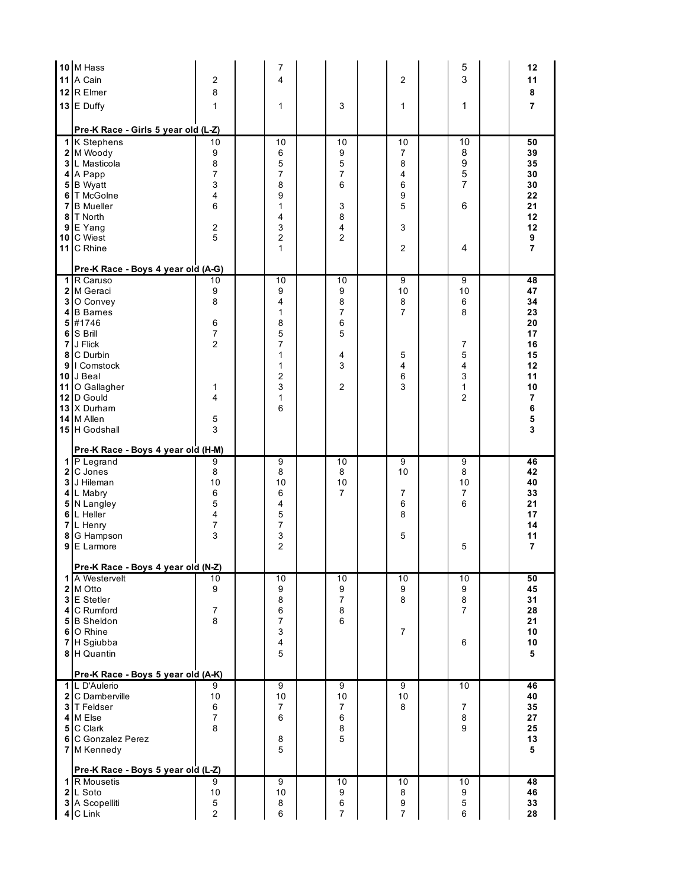| | | | | | | | |
|---|---|---|---|---|---|---|---|
| 10 | M Hass | | 7 | | | 5 | 12 |
| 11 | A Cain | 2 | 4 | | 2 | 3 | 11 |
| 12 | R Elmer | 8 | | | | | 8 |
| 13 | E Duffy | 1 | 1 | 3 | 1 | 1 | 7 |
| | **Pre-K Race - Girls 5 year old (L-Z)** | | | | | | |
| 1 | K Stephens | 10 | 10 | 10 | 10 | 10 | **50** |
| 2 | M Woody | 9 | 6 | 9 | 7 | 8 | **39** |
| 3 | L Masticola | 8 | 5 | 5 | 8 | 9 | **35** |
| 4 | A Papp | 7 | 7 | 7 | 4 | 5 | **30** |
| 5 | B Wyatt | 3 | 8 | 6 | 6 | 7 | **30** |
| 6 | T McGolne | 4 | 9 | | 9 | | **22** |
| 7 | B Mueller | 6 | 1 | 3 | 5 | 6 | **21** |
| 8 | T North | | 4 | 8 | | | **12** |
| 9 | E Yang | 2 | 3 | 4 | 3 | | **12** |
| 10 | C Wiest | 5 | 2 | 2 | | | **9** |
| 11 | C Rhine | | 1 | | 2 | 4 | **7** |
| | **Pre-K Race - Boys 4 year old (A-G)** | | | | | | |
| 1 | R Caruso | 10 | 10 | 10 | 9 | 9 | **48** |
| 2 | M Geraci | 9 | 9 | 9 | 10 | 10 | **47** |
| 3 | O Convey | 8 | 4 | 8 | 8 | 6 | **34** |
| 4 | B Barnes | | 1 | 7 | 7 | 8 | **23** |
| 5 | #1746 | 6 | 8 | 6 | | | **20** |
| 6 | S Brill | 7 | 5 | 5 | | | **17** |
| 7 | J Flick | 2 | 7 | | | 7 | **16** |
| 8 | C Durbin | | 1 | 4 | 5 | 5 | **15** |
| 9 | I Comstock | | 1 | 3 | 4 | 4 | **12** |
| 10 | J Beal | | 2 | | 6 | 3 | **11** |
| 11 | O Gallagher | 1 | 3 | 2 | 3 | 1 | **10** |
| 12 | D Gould | 4 | 1 | | | 2 | **7** |
| 13 | X Durham | | 6 | | | | **6** |
| 14 | M Allen | 5 | | | | | **5** |
| 15 | H Godshall | 3 | | | | | **3** |
| | **Pre-K Race - Boys 4 year old (H-M)** | | | | | | |
| 1 | P Legrand | 9 | 9 | 10 | 9 | 9 | **46** |
| 2 | C Jones | 8 | 8 | 8 | 10 | 8 | **42** |
| 3 | J Hileman | 10 | 10 | 10 | | 10 | **40** |
| 4 | L Mabry | 6 | 6 | 7 | 7 | 7 | **33** |
| 5 | N Langley | 5 | 4 | | 6 | 6 | **21** |
| 6 | L Heller | 4 | 5 | | 8 | | **17** |
| 7 | L Henry | 7 | 7 | | | | **14** |
| 8 | G Hampson | 3 | 3 | | 5 | | **11** |
| 9 | E Larmore | | 2 | | | 5 | **7** |
| | **Pre-K Race - Boys 4 year old (N-Z)** | | | | | | |
| 1 | A Westervelt | 10 | 10 | 10 | 10 | 10 | **50** |
| 2 | M Otto | 9 | 9 | 9 | 9 | 9 | **45** |
| 3 | E Stetler | | 8 | 7 | 8 | 8 | **31** |
| 4 | C Rumford | 7 | 6 | 8 | | 7 | **28** |
| 5 | B Sheldon | 8 | 7 | 6 | | | **21** |
| 6 | O Rhine | | 3 | | 7 | | **10** |
| 7 | H Sgiubba | | 4 | | | 6 | **10** |
| 8 | H Quantin | | 5 | | | | **5** |
| | **Pre-K Race - Boys 5 year old (A-K)** | | | | | | |
| 1 | L D'Aulerio | 9 | 9 | 9 | 9 | 10 | **46** |
| 2 | C Damberville | 10 | 10 | 10 | 10 | | **40** |
| 3 | T Feldser | 6 | 7 | 7 | 8 | 7 | **35** |
| 4 | M Else | 7 | 6 | 6 | | 8 | **27** |
| 5 | C Clark | 8 | | 8 | | 9 | **25** |
| 6 | C Gonzalez Perez | | 8 | 5 | | | **13** |
| 7 | M Kennedy | | 5 | | | | **5** |
| | **Pre-K Race - Boys 5 year old (L-Z)** | | | | | | |
| 1 | R Mousetis | 9 | 9 | 10 | 10 | 10 | **48** |
| 2 | L Soto | 10 | 10 | 9 | 8 | 9 | **46** |
| 3 | A Scopelliti | 5 | 8 | 6 | 9 | 5 | **33** |
| 4 | C Link | 2 | 6 | 7 | 7 | 6 | **28** |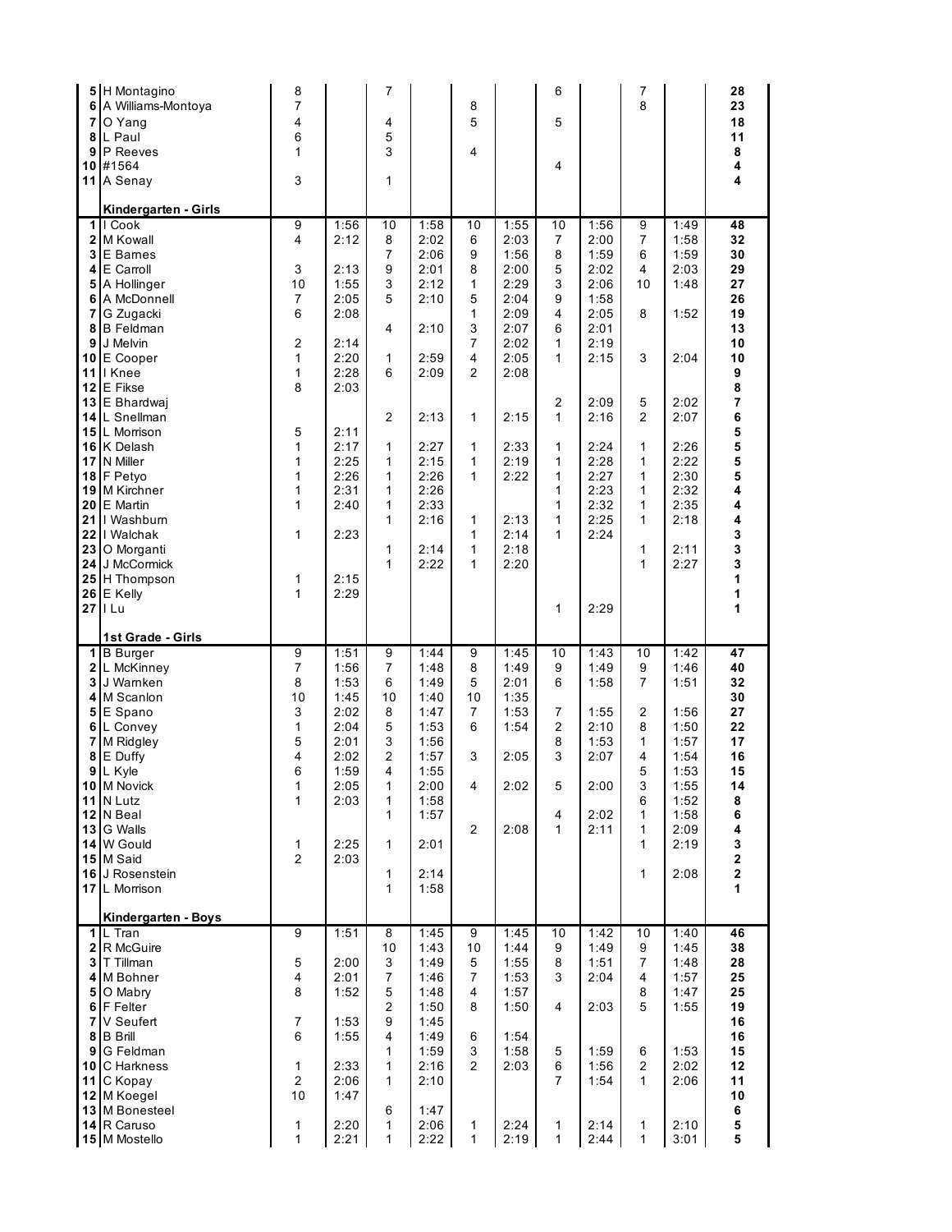| | | | | | | | | | | | | |
|---|---|---|---|---|---|---|---|---|---|---|---|---|
| 5 | H Montagino | 8 | | 7 | | | | 6 | | 7 | | **28** |
| 6 | A Williams-Montoya | 7 | | | | 8 | | | | 8 | | **23** |
| 7 | O Yang | 4 | | 4 | | 5 | | 5 | | | | **18** |
| 8 | L Paul | 6 | | 5 | | | | | | | | **11** |
| 9 | P Reeves | 1 | | 3 | | 4 | | | | | | **8** |
| 10 | #1564 | | | | | | | 4 | | | | **4** |
| 11 | A Senay | 3 | | 1 | | | | | | | | **4** |
| | **Kindergarten - Girls** | | | | | | | | | | | |
| 1 | I Cook | 9 | 1:56 | 10 | 1:58 | 10 | 1:55 | 10 | 1:56 | 9 | 1:49 | **48** |
| 2 | M Kowall | 4 | 2:12 | 8 | 2:02 | 6 | 2:03 | 7 | 2:00 | 7 | 1:58 | **32** |
| 3 | E Barnes | | | 7 | 2:06 | 9 | 1:56 | 8 | 1:59 | 6 | 1:59 | **30** |
| 4 | E Carroll | 3 | 2:13 | 9 | 2:01 | 8 | 2:00 | 5 | 2:02 | 4 | 2:03 | **29** |
| 5 | A Hollinger | 10 | 1:55 | 3 | 2:12 | 1 | 2:29 | 3 | 2:06 | 10 | 1:48 | **27** |
| 6 | A McDonnell | 7 | 2:05 | 5 | 2:10 | 5 | 2:04 | 9 | 1:58 | | | **26** |
| 7 | G Zugacki | 6 | 2:08 | | | 1 | 2:09 | 4 | 2:05 | 8 | 1:52 | **19** |
| 8 | B Feldman | | | 4 | 2:10 | 3 | 2:07 | 6 | 2:01 | | | **13** |
| 9 | J Melvin | 2 | 2:14 | | | 7 | 2:02 | 1 | 2:19 | | | **10** |
| 10 | E Cooper | 1 | 2:20 | 1 | 2:59 | 4 | 2:05 | 1 | 2:15 | 3 | 2:04 | **10** |
| 11 | I Knee | 1 | 2:28 | 6 | 2:09 | 2 | 2:08 | | | | | **9** |
| 12 | E Fikse | 8 | 2:03 | | | | | | | | | **8** |
| 13 | E Bhardwaj | | | | | | | 2 | 2:09 | 5 | 2:02 | **7** |
| 14 | L Snellman | | | 2 | 2:13 | 1 | 2:15 | 1 | 2:16 | 2 | 2:07 | **6** |
| 15 | L Morrison | 5 | 2:11 | | | | | | | | | **5** |
| 16 | K Delash | 1 | 2:17 | 1 | 2:27 | 1 | 2:33 | 1 | 2:24 | 1 | 2:26 | **5** |
| 17 | N Miller | 1 | 2:25 | 1 | 2:15 | 1 | 2:19 | 1 | 2:28 | 1 | 2:22 | **5** |
| 18 | F Petyo | 1 | 2:26 | 1 | 2:26 | 1 | 2:22 | 1 | 2:27 | 1 | 2:30 | **5** |
| 19 | M Kirchner | 1 | 2:31 | 1 | 2:26 | | | 1 | 2:23 | 1 | 2:32 | **4** |
| 20 | E Martin | 1 | 2:40 | 1 | 2:33 | | | 1 | 2:32 | 1 | 2:35 | **4** |
| 21 | I Washburn | | | 1 | 2:16 | 1 | 2:13 | 1 | 2:25 | 1 | 2:18 | **4** |
| 22 | I Walchak | 1 | 2:23 | | | 1 | 2:14 | 1 | 2:24 | | | **3** |
| 23 | O Morganti | | | 1 | 2:14 | 1 | 2:18 | | | 1 | 2:11 | **3** |
| 24 | J McCormick | | | 1 | 2:22 | 1 | 2:20 | | | 1 | 2:27 | **3** |
| 25 | H Thompson | 1 | 2:15 | | | | | | | | | **1** |
| 26 | E Kelly | 1 | 2:29 | | | | | | | | | **1** |
| 27 | I Lu | | | | | | | 1 | 2:29 | | | **1** |
| | **1st Grade - Girls** | | | | | | | | | | | |
| 1 | B Burger | 9 | 1:51 | 9 | 1:44 | 9 | 1:45 | 10 | 1:43 | 10 | 1:42 | **47** |
| 2 | L McKinney | 7 | 1:56 | 7 | 1:48 | 8 | 1:49 | 9 | 1:49 | 9 | 1:46 | **40** |
| 3 | J Warnken | 8 | 1:53 | 6 | 1:49 | 5 | 2:01 | 6 | 1:58 | 7 | 1:51 | **32** |
| 4 | M Scanlon | 10 | 1:45 | 10 | 1:40 | 10 | 1:35 | | | | | **30** |
| 5 | E Spano | 3 | 2:02 | 8 | 1:47 | 7 | 1:53 | 7 | 1:55 | 2 | 1:56 | **27** |
| 6 | L Convey | 1 | 2:04 | 5 | 1:53 | 6 | 1:54 | 2 | 2:10 | 8 | 1:50 | **22** |
| 7 | M Ridgley | 5 | 2:01 | 3 | 1:56 | | | 8 | 1:53 | 1 | 1:57 | **17** |
| 8 | E Duffy | 4 | 2:02 | 2 | 1:57 | 3 | 2:05 | 3 | 2:07 | 4 | 1:54 | **16** |
| 9 | L Kyle | 6 | 1:59 | 4 | 1:55 | | | | | 5 | 1:53 | **15** |
| 10 | M Novick | 1 | 2:05 | 1 | 2:00 | 4 | 2:02 | 5 | 2:00 | 3 | 1:55 | **14** |
| 11 | N Lutz | 1 | 2:03 | 1 | 1:58 | | | | | 6 | 1:52 | **8** |
| 12 | N Beal | | | 1 | 1:57 | | | 4 | 2:02 | 1 | 1:58 | **6** |
| 13 | G Walls | | | | | 2 | 2:08 | 1 | 2:11 | 1 | 2:09 | **4** |
| 14 | W Gould | 1 | 2:25 | 1 | 2:01 | | | | | 1 | 2:19 | **3** |
| 15 | M Said | 2 | 2:03 | | | | | | | | | **2** |
| 16 | J Rosenstein | | | 1 | 2:14 | | | | | 1 | 2:08 | **2** |
| 17 | L Morrison | | | 1 | 1:58 | | | | | | | **1** |
| | **Kindergarten - Boys** | | | | | | | | | | | |
| 1 | L Tran | 9 | 1:51 | 8 | 1:45 | 9 | 1:45 | 10 | 1:42 | 10 | 1:40 | **46** |
| 2 | R McGuire | | | 10 | 1:43 | 10 | 1:44 | 9 | 1:49 | 9 | 1:45 | **38** |
| 3 | T Tillman | 5 | 2:00 | 3 | 1:49 | 5 | 1:55 | 8 | 1:51 | 7 | 1:48 | **28** |
| 4 | M Bohner | 4 | 2:01 | 7 | 1:46 | 7 | 1:53 | 3 | 2:04 | 4 | 1:57 | **25** |
| 5 | O Mabry | 8 | 1:52 | 5 | 1:48 | 4 | 1:57 | | | 8 | 1:47 | **25** |
| 6 | F Felter | | | 2 | 1:50 | 8 | 1:50 | 4 | 2:03 | 5 | 1:55 | **19** |
| 7 | V Seufert | 7 | 1:53 | 9 | 1:45 | | | | | | | **16** |
| 8 | B Brill | 6 | 1:55 | 4 | 1:49 | 6 | 1:54 | | | | | **16** |
| 9 | G Feldman | | | 1 | 1:59 | 3 | 1:58 | 5 | 1:59 | 6 | 1:53 | **15** |
| 10 | C Harkness | 1 | 2:33 | 1 | 2:16 | 2 | 2:03 | 6 | 1:56 | 2 | 2:02 | **12** |
| 11 | C Kopay | 2 | 2:06 | 1 | 2:10 | | | 7 | 1:54 | 1 | 2:06 | **11** |
| 12 | M Koegel | 10 | 1:47 | | | | | | | | | **10** |
| 13 | M Bonesteel | | | 6 | 1:47 | | | | | | | **6** |
| 14 | R Caruso | 1 | 2:20 | 1 | 2:06 | 1 | 2:24 | 1 | 2:14 | 1 | 2:10 | **5** |
| 15 | M Mostello | 1 | 2:21 | 1 | 2:22 | 1 | 2:19 | 1 | 2:44 | 1 | 3:01 | **5** |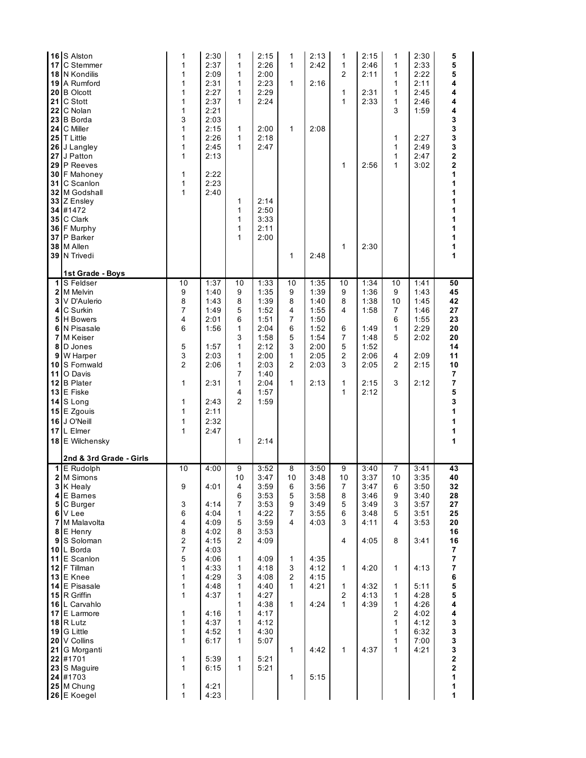| | | | | | | | | | | | | |
|---|---|---|---|---|---|---|---|---|---|---|---|---|
| 16 | S Alston | 1 | 2:30 | 1 | 2:15 | 1 | 2:13 | 1 | 2:15 | 1 | 2:30 | **5** |
| 17 | C Stemmer | 1 | 2:37 | 1 | 2:26 | 1 | 2:42 | 1 | 2:46 | 1 | 2:33 | **5** |
| 18 | N Kondilis | 1 | 2:09 | 1 | 2:00 | | | 2 | 2:11 | 1 | 2:22 | **5** |
| 19 | A Rumford | 1 | 2:31 | 1 | 2:23 | 1 | 2:16 | | | 1 | 2:11 | **4** |
| 20 | B Olcott | 1 | 2:27 | 1 | 2:29 | | | 1 | 2:31 | 1 | 2:45 | **4** |
| 21 | C Stott | 1 | 2:37 | 1 | 2:24 | | | 1 | 2:33 | 1 | 2:46 | **4** |
| 22 | C Nolan | 1 | 2:21 | | | | | | | 3 | 1:59 | **4** |
| 23 | B Borda | 3 | 2:03 | | | | | | | | | **3** |
| 24 | C Miller | 1 | 2:15 | 1 | 2:00 | 1 | 2:08 | | | | | **3** |
| 25 | T Little | 1 | 2:26 | 1 | 2:18 | | | | | 1 | 2:27 | **3** |
| 26 | J Langley | 1 | 2:45 | 1 | 2:47 | | | | | 1 | 2:49 | **3** |
| 27 | J Patton | 1 | 2:13 | | | | | | | 1 | 2:47 | **2** |
| 29 | P Reeves | | | | | | | 1 | 2:56 | 1 | 3:02 | **2** |
| 30 | F Mahoney | 1 | 2:22 | | | | | | | | | **1** |
| 31 | C Scanlon | 1 | 2:23 | | | | | | | | | **1** |
| 32 | M Godshall | 1 | 2:40 | | | | | | | | | **1** |
| 33 | Z Ensley | | | 1 | 2:14 | | | | | | | **1** |
| 34 | #1472 | | | 1 | 2:50 | | | | | | | **1** |
| 35 | C Clark | | | 1 | 3:33 | | | | | | | **1** |
| 36 | F Murphy | | | 1 | 2:11 | | | | | | | **1** |
| 37 | P Barker | | | 1 | 2:00 | | | | | | | **1** |
| 38 | M Allen | | | | | | | 1 | 2:30 | | | **1** |
| 39 | N Trivedi | | | | | 1 | 2:48 | | | | | **1** |
| | **1st Grade - Boys** | | | | | | | | | | | |
| 1 | S Feldser | 10 | 1:37 | 10 | 1:33 | 10 | 1:35 | 10 | 1:34 | 10 | 1:41 | **50** |
| 2 | M Melvin | 9 | 1:40 | 9 | 1:35 | 9 | 1:39 | 9 | 1:36 | 9 | 1:43 | **45** |
| 3 | V D'Aulerio | 8 | 1:43 | 8 | 1:39 | 8 | 1:40 | 8 | 1:38 | 10 | 1:45 | **42** |
| 4 | C Surkin | 7 | 1:49 | 5 | 1:52 | 4 | 1:55 | 4 | 1:58 | 7 | 1:46 | **27** |
| 5 | H Bowers | 4 | 2:01 | 6 | 1:51 | 7 | 1:50 | | | 6 | 1:55 | **23** |
| 6 | N Pisasale | 6 | 1:56 | 1 | 2:04 | 6 | 1:52 | 6 | 1:49 | 1 | 2:29 | **20** |
| 7 | M Keiser | | | 3 | 1:58 | 5 | 1:54 | 7 | 1:48 | 5 | 2:02 | **20** |
| 8 | D Jones | 5 | 1:57 | 1 | 2:12 | 3 | 2:00 | 5 | 1:52 | | | **14** |
| 9 | W Harper | 3 | 2:03 | 1 | 2:00 | 1 | 2:05 | 2 | 2:06 | 4 | 2:09 | **11** |
| 10 | S Fornwald | 2 | 2:06 | 1 | 2:03 | 2 | 2:03 | 3 | 2:05 | 2 | 2:15 | **10** |
| 11 | O Davis | | | 7 | 1:40 | | | | | | | **7** |
| 12 | B Plater | 1 | 2:31 | 1 | 2:04 | 1 | 2:13 | 1 | 2:15 | 3 | 2:12 | **7** |
| 13 | E Fiske | | | 4 | 1:57 | | | 1 | 2:12 | | | **5** |
| 14 | S Long | 1 | 2:43 | 2 | 1:59 | | | | | | | **3** |
| 15 | E Zgouis | 1 | 2:11 | | | | | | | | | **1** |
| 16 | J O'Neill | 1 | 2:32 | | | | | | | | | **1** |
| 17 | L Elmer | 1 | 2:47 | | | | | | | | | **1** |
| 18 | E Wilchensky | | | 1 | 2:14 | | | | | | | **1** |
| | **2nd & 3rd Grade - Girls** | | | | | | | | | | | |
| 1 | E Rudolph | 10 | 4:00 | 9 | 3:52 | 8 | 3:50 | 9 | 3:40 | 7 | 3:41 | **43** |
| 2 | M Simons | | | 10 | 3:47 | 10 | 3:48 | 10 | 3:37 | 10 | 3:35 | **40** |
| 3 | K Healy | 9 | 4:01 | 4 | 3:59 | 6 | 3:56 | 7 | 3:47 | 6 | 3:50 | **32** |
| 4 | E Barnes | | | 6 | 3:53 | 5 | 3:58 | 8 | 3:46 | 9 | 3:40 | **28** |
| 5 | C Burger | 3 | 4:14 | 7 | 3:53 | 9 | 3:49 | 5 | 3:49 | 3 | 3:57 | **27** |
| 6 | V Lee | 6 | 4:04 | 1 | 4:22 | 7 | 3:55 | 6 | 3:48 | 5 | 3:51 | **25** |
| 7 | M Malavolta | 4 | 4:09 | 5 | 3:59 | 4 | 4:03 | 3 | 4:11 | 4 | 3:53 | **20** |
| 8 | E Henry | 8 | 4:02 | 8 | 3:53 | | | | | | | **16** |
| 9 | S Soloman | 2 | 4:15 | 2 | 4:09 | | | 4 | 4:05 | 8 | 3:41 | **16** |
| 10 | L Borda | 7 | 4:03 | | | | | | | | | **7** |
| 11 | E Scanlon | 5 | 4:06 | 1 | 4:09 | 1 | 4:35 | | | | | **7** |
| 12 | F Tillman | 1 | 4:33 | 1 | 4:18 | 3 | 4:12 | 1 | 4:20 | 1 | 4:13 | **7** |
| 13 | E Knee | 1 | 4:29 | 3 | 4:08 | 2 | 4:15 | | | | | **6** |
| 14 | E Pisasale | 1 | 4:48 | 1 | 4:40 | 1 | 4:21 | 1 | 4:32 | 1 | 5:11 | **5** |
| 15 | R Griffin | 1 | 4:37 | 1 | 4:27 | | | 2 | 4:13 | 1 | 4:28 | **5** |
| 16 | L Carvahlo | | | 1 | 4:38 | 1 | 4:24 | 1 | 4:39 | 1 | 4:26 | **4** |
| 17 | E Larmore | 1 | 4:16 | 1 | 4:17 | | | | | 2 | 4:02 | **4** |
| 18 | R Lutz | 1 | 4:37 | 1 | 4:12 | | | | | 1 | 4:12 | **3** |
| 19 | G Little | 1 | 4:52 | 1 | 4:30 | | | | | 1 | 6:32 | **3** |
| 20 | V Collins | 1 | 6:17 | 1 | 5:07 | | | | | 1 | 7:00 | **3** |
| 21 | G Morganti | | | | | 1 | 4:42 | 1 | 4:37 | 1 | 4:21 | **3** |
| 22 | #1701 | 1 | 5:39 | 1 | 5:21 | | | | | | | **2** |
| 23 | S Maguire | 1 | 6:15 | 1 | 5:21 | | | | | | | **2** |
| 24 | #1703 | | | | | 1 | 5:15 | | | | | **1** |
| 25 | M Chung | 1 | 4:21 | | | | | | | | | **1** |
| 26 | E Koegel | 1 | 4:23 | | | | | | | | | **1** |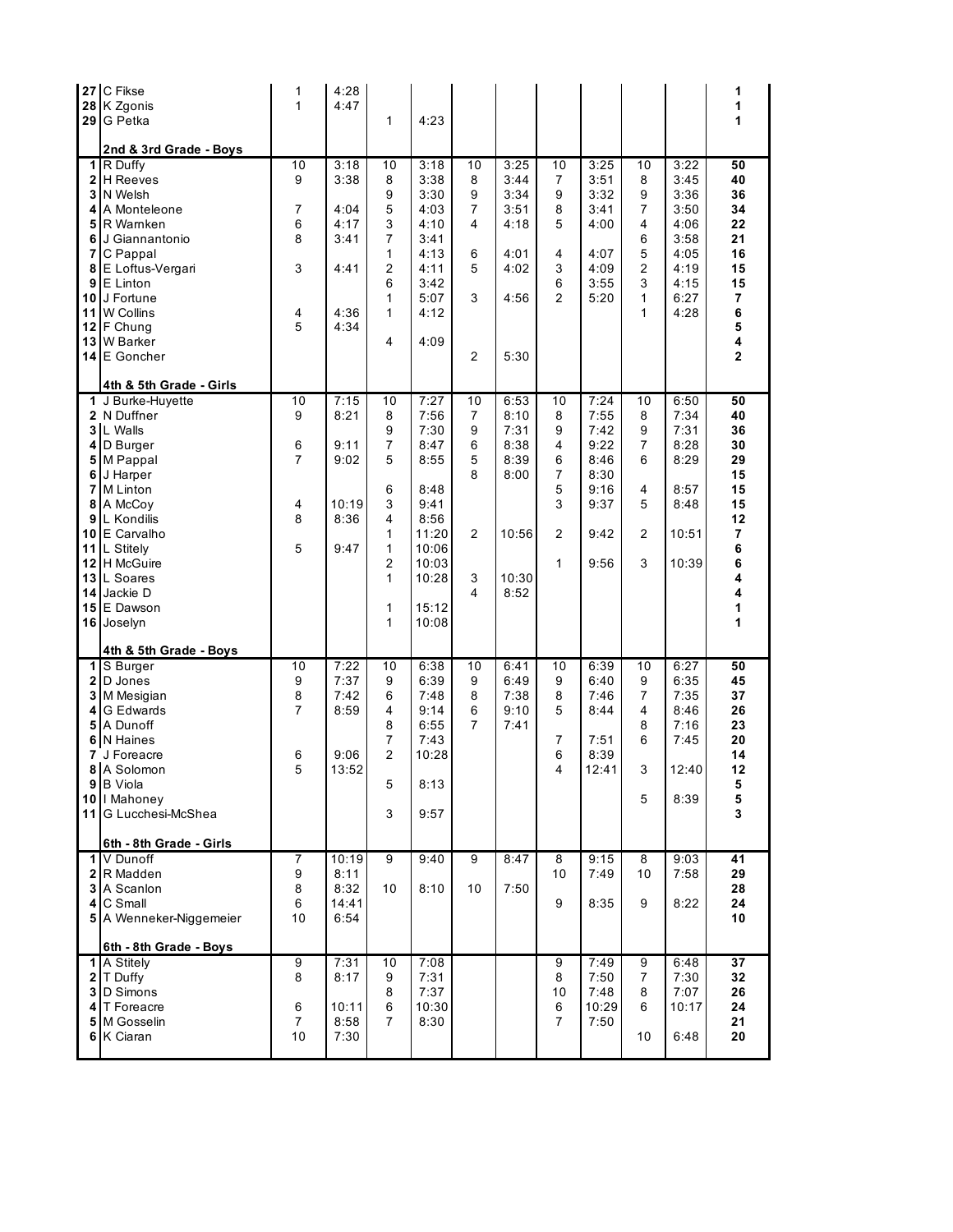| | | | | | | | | | | | | |
|---|---|---|---|---|---|---|---|---|---|---|---|---|
| 27 | C Fikse | 1 | 4:28 | | | | | | | | | 1 |
| 28 | K Zgonis | 1 | 4:47 | | | | | | | | | 1 |
| 29 | G Petka | | | 1 | 4:23 | | | | | | | 1 |
| | **2nd & 3rd Grade - Boys** | | | | | | | | | | | |
| 1 | R Duffy | 10 | 3:18 | 10 | 3:18 | 10 | 3:25 | 10 | 3:25 | 10 | 3:22 | **50** |
| 2 | H Reeves | 9 | 3:38 | 8 | 3:38 | 8 | 3:44 | 7 | 3:51 | 8 | 3:45 | **40** |
| 3 | N Welsh | | | 9 | 3:30 | 9 | 3:34 | 9 | 3:32 | 9 | 3:36 | **36** |
| 4 | A Monteleone | 7 | 4:04 | 5 | 4:03 | 7 | 3:51 | 8 | 3:41 | 7 | 3:50 | **34** |
| 5 | R Warnken | 6 | 4:17 | 3 | 4:10 | 4 | 4:18 | 5 | 4:00 | 4 | 4:06 | **22** |
| 6 | J Giannantonio | 8 | 3:41 | 7 | 3:41 | | | | | 6 | 3:58 | **21** |
| 7 | C Pappal | | | 1 | 4:13 | 6 | 4:01 | 4 | 4:07 | 5 | 4:05 | **16** |
| 8 | E Loftus-Vergari | 3 | 4:41 | 2 | 4:11 | 5 | 4:02 | 3 | 4:09 | 2 | 4:19 | **15** |
| 9 | E Linton | | | 6 | 3:42 | | | 6 | 3:55 | 3 | 4:15 | **15** |
| 10 | J Fortune | | | 1 | 5:07 | 3 | 4:56 | 2 | 5:20 | 1 | 6:27 | **7** |
| 11 | W Collins | 4 | 4:36 | 1 | 4:12 | | | | | 1 | 4:28 | **6** |
| 12 | F Chung | 5 | 4:34 | | | | | | | | | **5** |
| 13 | W Barker | | | 4 | 4:09 | | | | | | | **4** |
| 14 | E Goncher | | | | | 2 | 5:30 | | | | | **2** |
| | **4th & 5th Grade - Girls** | | | | | | | | | | | |
| 1 | J Burke-Huyette | 10 | 7:15 | 10 | 7:27 | 10 | 6:53 | 10 | 7:24 | 10 | 6:50 | **50** |
| 2 | N Duffner | 9 | 8:21 | 8 | 7:56 | 7 | 8:10 | 8 | 7:55 | 8 | 7:34 | **40** |
| 3 | L Walls | | | 9 | 7:30 | 9 | 7:31 | 9 | 7:42 | 9 | 7:31 | **36** |
| 4 | D Burger | 6 | 9:11 | 7 | 8:47 | 6 | 8:38 | 4 | 9:22 | 7 | 8:28 | **30** |
| 5 | M Pappal | 7 | 9:02 | 5 | 8:55 | 5 | 8:39 | 6 | 8:46 | 6 | 8:29 | **29** |
| 6 | J Harper | | | | | 8 | 8:00 | 7 | 8:30 | | | **15** |
| 7 | M Linton | | | 6 | 8:48 | | | 5 | 9:16 | 4 | 8:57 | **15** |
| 8 | A McCoy | 4 | 10:19 | 3 | 9:41 | | | 3 | 9:37 | 5 | 8:48 | **15** |
| 9 | L Kondilis | 8 | 8:36 | 4 | 8:56 | | | | | | | **12** |
| 10 | E Carvalho | | | 1 | 11:20 | 2 | 10:56 | 2 | 9:42 | 2 | 10:51 | **7** |
| 11 | L Stitely | 5 | 9:47 | 1 | 10:06 | | | | | | | **6** |
| 12 | H McGuire | | | 2 | 10:03 | | | 1 | 9:56 | 3 | 10:39 | **6** |
| 13 | L Soares | | | 1 | 10:28 | 3 | 10:30 | | | | | **4** |
| 14 | Jackie D | | | | | 4 | 8:52 | | | | | **4** |
| 15 | E Dawson | | | 1 | 15:12 | | | | | | | **1** |
| 16 | Joselyn | | | 1 | 10:08 | | | | | | | **1** |
| | **4th & 5th Grade - Boys** | | | | | | | | | | | |
| 1 | S Burger | 10 | 7:22 | 10 | 6:38 | 10 | 6:41 | 10 | 6:39 | 10 | 6:27 | **50** |
| 2 | D Jones | 9 | 7:37 | 9 | 6:39 | 9 | 6:49 | 9 | 6:40 | 9 | 6:35 | **45** |
| 3 | M Mesigian | 8 | 7:42 | 6 | 7:48 | 8 | 7:38 | 8 | 7:46 | 7 | 7:35 | **37** |
| 4 | G Edwards | 7 | 8:59 | 4 | 9:14 | 6 | 9:10 | 5 | 8:44 | 4 | 8:46 | **26** |
| 5 | A Dunoff | | | 8 | 6:55 | 7 | 7:41 | | | 8 | 7:16 | **23** |
| 6 | N Haines | | | 7 | 7:43 | | | 7 | 7:51 | 6 | 7:45 | **20** |
| 7 | J Foreacre | 6 | 9:06 | 2 | 10:28 | | | 6 | 8:39 | | | **14** |
| 8 | A Solomon | 5 | 13:52 | | | | | 4 | 12:41 | 3 | 12:40 | **12** |
| 9 | B Viola | | | 5 | 8:13 | | | | | | | **5** |
| 10 | I Mahoney | | | | | | | | | 5 | 8:39 | **5** |
| 11 | G Lucchesi-McShea | | | 3 | 9:57 | | | | | | | **3** |
| | **6th - 8th Grade - Girls** | | | | | | | | | | | |
| 1 | V Dunoff | 7 | 10:19 | 9 | 9:40 | 9 | 8:47 | 8 | 9:15 | 8 | 9:03 | **41** |
| 2 | R Madden | 9 | 8:11 | | | | | 10 | 7:49 | 10 | 7:58 | **29** |
| 3 | A Scanlon | 8 | 8:32 | 10 | 8:10 | 10 | 7:50 | | | | | **28** |
| 4 | C Small | 6 | 14:41 | | | | | 9 | 8:35 | 9 | 8:22 | **24** |
| 5 | A Wenneker-Niggemeier | 10 | 6:54 | | | | | | | | | **10** |
| | **6th - 8th Grade - Boys** | | | | | | | | | | | |
| 1 | A Stitely | 9 | 7:31 | 10 | 7:08 | | | 9 | 7:49 | 9 | 6:48 | **37** |
| 2 | T Duffy | 8 | 8:17 | 9 | 7:31 | | | 8 | 7:50 | 7 | 7:30 | **32** |
| 3 | D Simons | | | 8 | 7:37 | | | 10 | 7:48 | 8 | 7:07 | **26** |
| 4 | T Foreacre | 6 | 10:11 | 6 | 10:30 | | | 6 | 10:29 | 6 | 10:17 | **24** |
| 5 | M Gosselin | 7 | 8:58 | 7 | 8:30 | | | 7 | 7:50 | | | **21** |
| 6 | K Ciaran | 10 | 7:30 | | | | | | | 10 | 6:48 | **20** |